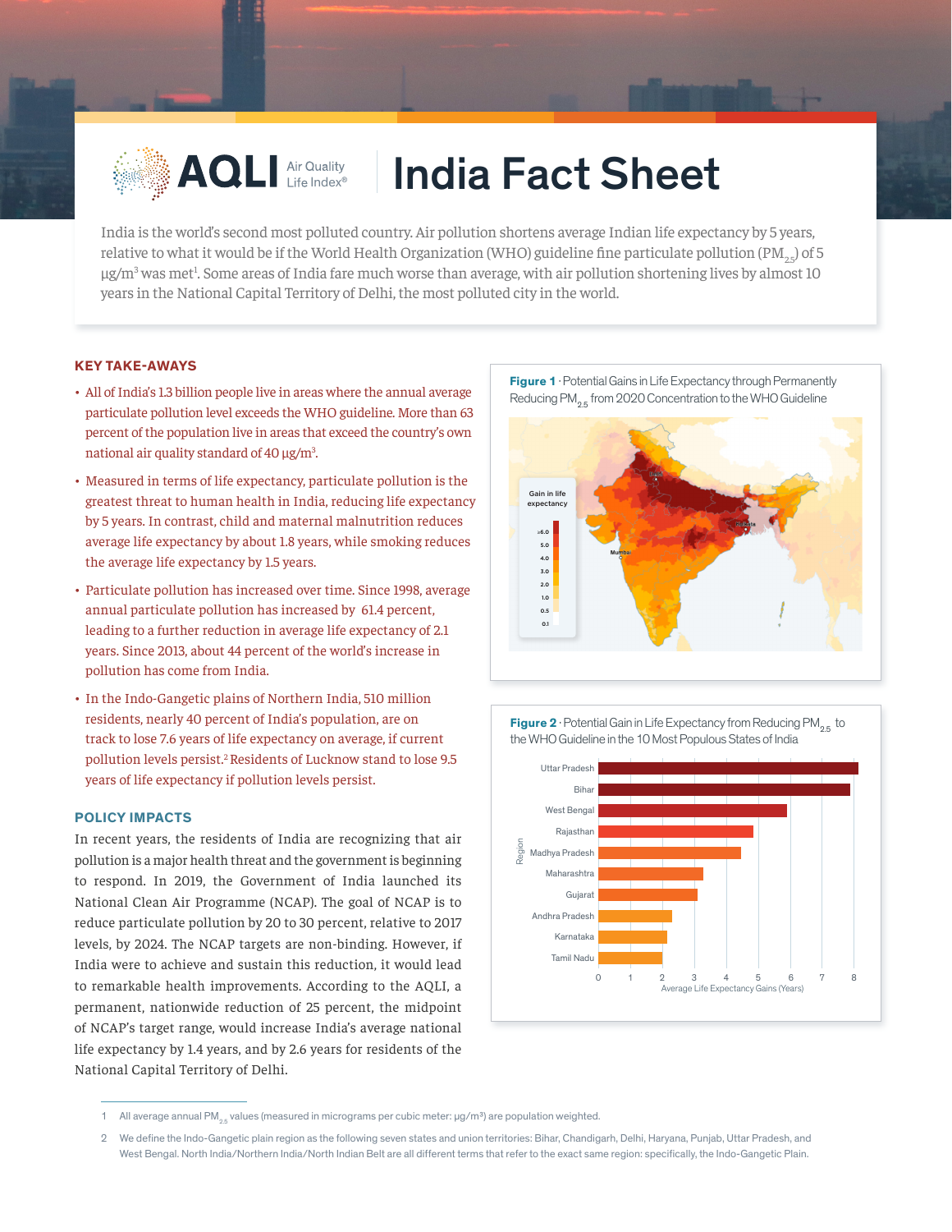# AQLI Air Quality Life Index® — India Fact Sheet

India is the world's second most polluted country. Air pollution shortens average Indian life expectancy by 5 years, relative to what it would be if the World Health Organization (WHO) guideline fine particulate pollution ($PM_{2.5}$) of 5 µg/m³ was met[1]. Some areas of India fare much worse than average, with air pollution shortening lives by almost 10 years in the National Capital Territory of Delhi, the most polluted city in the world.

## KEY TAKE-AWAYS

- All of India's 1.3 billion people live in areas where the annual average particulate pollution level exceeds the WHO guideline. More than 63 percent of the population live in areas that exceed the country's own national air quality standard of 40 µg/m³.
- Measured in terms of life expectancy, particulate pollution is the greatest threat to human health in India, reducing life expectancy by 5 years. In contrast, child and maternal malnutrition reduces average life expectancy by about 1.8 years, while smoking reduces the average life expectancy by 1.5 years.
- Particulate pollution has increased over time. Since 1998, average annual particulate pollution has increased by 61.4 percent, leading to a further reduction in average life expectancy of 2.1 years. Since 2013, about 44 percent of the world's increase in pollution has come from India.
- In the Indo-Gangetic plains of Northern India, 510 million residents, nearly 40 percent of India's population, are on track to lose 7.6 years of life expectancy on average, if current pollution levels persist.[2] Residents of Lucknow stand to lose 9.5 years of life expectancy if pollution levels persist.

## POLICY IMPACTS

In recent years, the residents of India are recognizing that air pollution is a major health threat and the government is beginning to respond. In 2019, the Government of India launched its National Clean Air Programme (NCAP). The goal of NCAP is to reduce particulate pollution by 20 to 30 percent, relative to 2017 levels, by 2024. The NCAP targets are non-binding. However, if India were to achieve and sustain this reduction, it would lead to remarkable health improvements. According to the AQLI, a permanent, nationwide reduction of 25 percent, the midpoint of NCAP's target range, would increase India's average national life expectancy by 1.4 years, and by 2.6 years for residents of the National Capital Territory of Delhi.

**Figure 1** · Potential Gains in Life Expectancy through Permanently Reducing $PM_{2.5}$ from 2020 Concentration to the WHO Guideline

**Figure 2** · Potential Gain in Life Expectancy from Reducing $PM_{2.5}$ to the WHO Guideline in the 10 Most Populous States of India

---

1. All average annual $PM_{2.5}$ values (measured in micrograms per cubic meter: µg/m³) are population weighted.
2. We define the Indo-Gangetic plain region as the following seven states and union territories: Bihar, Chandigarh, Delhi, Haryana, Punjab, Uttar Pradesh, and West Bengal. North India/Northern India/North Indian Belt are all different terms that refer to the exact same region: specifically, the Indo-Gangetic Plain.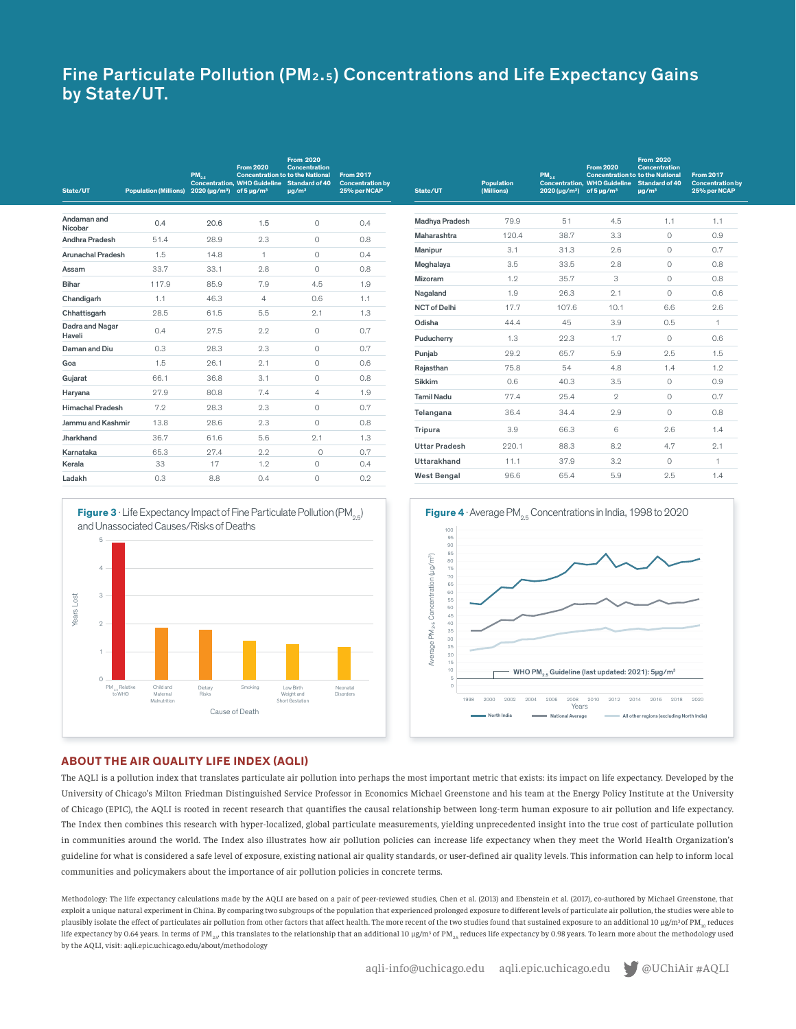# Fine Particulate Pollution ($PM_{2.5}$) Concentrations and Life Expectancy Gains by State/UT.

| State/UT | Population (Millions) | $PM_{2.5}$ Concentration, 2020 (μg/m³) | From 2020 Concentration to WHO Guideline of 5 μg/m³ | From 2020 Concentration to the National Standard of 40 μg/m³ | From 2017 Concentration by 25% per NCAP |
|---|---|---|---|---|---|
| Andaman and Nicobar | 0.4 | 20.6 | 1.5 | 0 | 0.4 |
| Andhra Pradesh | 51.4 | 28.9 | 2.3 | 0 | 0.8 |
| Arunachal Pradesh | 1.5 | 14.8 | 1 | 0 | 0.4 |
| Assam | 33.7 | 33.1 | 2.8 | 0 | 0.8 |
| Bihar | 117.9 | 85.9 | 7.9 | 4.5 | 1.9 |
| Chandigarh | 1.1 | 46.3 | 4 | 0.6 | 1.1 |
| Chhattisgarh | 28.5 | 61.5 | 5.5 | 2.1 | 1.3 |
| Dadra and Nagar Haveli | 0.4 | 27.5 | 2.2 | 0 | 0.7 |
| Daman and Diu | 0.3 | 28.3 | 2.3 | 0 | 0.7 |
| Goa | 1.5 | 26.1 | 2.1 | 0 | 0.6 |
| Gujarat | 66.1 | 36.8 | 3.1 | 0 | 0.8 |
| Haryana | 27.9 | 80.8 | 7.4 | 4 | 1.9 |
| Himachal Pradesh | 7.2 | 28.3 | 2.3 | 0 | 0.7 |
| Jammu and Kashmir | 13.8 | 28.6 | 2.3 | 0 | 0.8 |
| Jharkhand | 36.7 | 61.6 | 5.6 | 2.1 | 1.3 |
| Karnataka | 65.3 | 27.4 | 2.2 | 0 | 0.7 |
| Kerala | 33 | 17 | 1.2 | 0 | 0.4 |
| Ladakh | 0.3 | 8.8 | 0.4 | 0 | 0.2 |
| Madhya Pradesh | 79.9 | 51 | 4.5 | 1.1 | 1.1 |
| Maharashtra | 120.4 | 38.7 | 3.3 | 0 | 0.9 |
| Manipur | 3.1 | 31.3 | 2.6 | 0 | 0.7 |
| Meghalaya | 3.5 | 33.5 | 2.8 | 0 | 0.8 |
| Mizoram | 1.2 | 35.7 | 3 | 0 | 0.8 |
| Nagaland | 1.9 | 26.3 | 2.1 | 0 | 0.6 |
| NCT of Delhi | 17.7 | 107.6 | 10.1 | 6.6 | 2.6 |
| Odisha | 44.4 | 45 | 3.9 | 0.5 | 1 |
| Puducherry | 1.3 | 22.3 | 1.7 | 0 | 0.6 |
| Punjab | 29.2 | 65.7 | 5.9 | 2.5 | 1.5 |
| Rajasthan | 75.8 | 54 | 4.8 | 1.4 | 1.2 |
| Sikkim | 0.6 | 40.3 | 3.5 | 0 | 0.9 |
| Tamil Nadu | 77.4 | 25.4 | 2 | 0 | 0.7 |
| Telangana | 36.4 | 34.4 | 2.9 | 0 | 0.8 |
| Tripura | 3.9 | 66.3 | 6 | 2.6 | 1.4 |
| Uttar Pradesh | 220.1 | 88.3 | 8.2 | 4.7 | 2.1 |
| Uttarakhand | 11.1 | 37.9 | 3.2 | 0 | 1 |
| West Bengal | 96.6 | 65.4 | 5.9 | 2.5 | 1.4 |

**Figure 3** · Life Expectancy Impact of Fine Particulate Pollution ($PM_{2.5}$) and Unassociated Causes/Risks of Deaths

Years Lost

0
1
2
3
4
5

$PM_{2.5}$ Relative to WHO
Child and Maternal Malnutrition
Dietary Risks
Smoking
Low Birth Weight and Short Gestation
Neonatal Disorders

Cause of Death

**Figure 4** · Average $PM_{2.5}$ Concentrations in India, 1998 to 2020

Average $PM_{2.5}$ Concentration (μg/m³)

0
5
10
15
20
25
30
35
40
45
50
55
60
65
70
75
80
85
90
95
100

WHO $PM_{2.5}$ Guideline (last updated: 2021): 5μg/m³

1998
2000
2002
2004
2006
2008
2010
2012
2014
2016
2018
2020

Years

North India
National Average
All other regions (excluding North India)

## ABOUT THE AIR QUALITY LIFE INDEX (AQLI)

The AQLI is a pollution index that translates particulate air pollution into perhaps the most important metric that exists: its impact on life expectancy. Developed by the University of Chicago's Milton Friedman Distinguished Service Professor in Economics Michael Greenstone and his team at the Energy Policy Institute at the University of Chicago (EPIC), the AQLI is rooted in recent research that quantifies the causal relationship between long-term human exposure to air pollution and life expectancy. The Index then combines this research with hyper-localized, global particulate measurements, yielding unprecedented insight into the true cost of particulate pollution in communities around the world. The Index also illustrates how air pollution policies can increase life expectancy when they meet the World Health Organization's guideline for what is considered a safe level of exposure, existing national air quality standards, or user-defined air quality levels. This information can help to inform local communities and policymakers about the importance of air pollution policies in concrete terms.

Methodology: The life expectancy calculations made by the AQLI are based on a pair of peer-reviewed studies, Chen et al. (2013) and Ebenstein et al. (2017), co-authored by Michael Greenstone, that exploit a unique natural experiment in China. By comparing two subgroups of the population that experienced prolonged exposure to different levels of particulate air pollution, the studies were able to plausibly isolate the effect of particulates air pollution from other factors that affect health. The more recent of the two studies found that sustained exposure to an additional 10 μg/m³ of $PM_{10}$ reduces life expectancy by 0.64 years. In terms of $PM_{2.5}$, this translates to the relationship that an additional 10 μg/m³ of $PM_{2.5}$ reduces life expectancy by 0.98 years. To learn more about the methodology used by the AQLI, visit: aqli.epic.uchicago.edu/about/methodology

aqli-info@uchicago.edu aqli.epic.uchicago.edu @UChiAir #AQLI